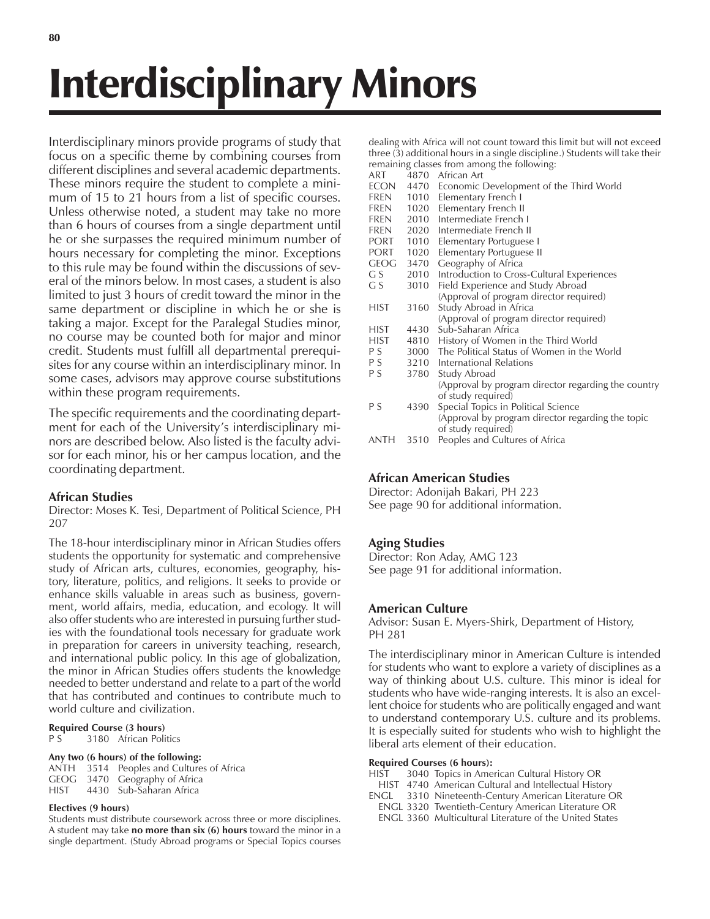# Interdisciplinary Minors

Interdisciplinary minors provide programs of study that focus on a specific theme by combining courses from different disciplines and several academic departments. These minors require the student to complete a minimum of 15 to 21 hours from a list of specific courses. Unless otherwise noted, a student may take no more than 6 hours of courses from a single department until he or she surpasses the required minimum number of hours necessary for completing the minor. Exceptions to this rule may be found within the discussions of several of the minors below. In most cases, a student is also limited to just 3 hours of credit toward the minor in the same department or discipline in which he or she is taking a major. Except for the Paralegal Studies minor, no course may be counted both for major and minor credit. Students must fulfill all departmental prerequisites for any course within an interdisciplinary minor. In some cases, advisors may approve course substitutions within these program requirements.

The specific requirements and the coordinating department for each of the University's interdisciplinary minors are described below. Also listed is the faculty advisor for each minor, his or her campus location, and the coordinating department.

### African Studies

Director: Moses K. Tesi, Department of Political Science, PH 207

The 18-hour interdisciplinary minor in African Studies offers students the opportunity for systematic and comprehensive study of African arts, cultures, economies, geography, history, literature, politics, and religions. It seeks to provide or enhance skills valuable in areas such as business, government, world affairs, media, education, and ecology. It will also offer students who are interested in pursuing further studies with the foundational tools necessary for graduate work in preparation for careers in university teaching, research, and international public policy. In this age of globalization, the minor in African Studies offers students the knowledge needed to better understand and relate to a part of the world that has contributed and continues to contribute much to world culture and civilization.

**Required Course (3 hours)**

P S 3180 African Politics

**Any two (6 hours) of the following:**

ANTH 3514 Peoples and Cultures of Africa
GEOG 3470 Geography of Africa
HIST 4430 Sub-Saharan Africa

**Electives (9 hours)**

Students must distribute coursework across three or more disciplines. A student may take **no more than six (6) hours** toward the minor in a single department. (Study Abroad programs or Special Topics courses dealing with Africa will not count toward this limit but will not exceed three (3) additional hours in a single discipline.) Students will take their remaining classes from among the following:

ART 4870 African Art
ECON 4470 Economic Development of the Third World
FREN 1010 Elementary French I
FREN 1020 Elementary French II
FREN 2010 Intermediate French I
FREN 2020 Intermediate French II
PORT 1010 Elementary Portuguese I
PORT 1020 Elementary Portuguese II
GEOG 3470 Geography of Africa
G S 2010 Introduction to Cross-Cultural Experiences
G S 3010 Field Experience and Study Abroad (Approval of program director required)
HIST 3160 Study Abroad in Africa (Approval of program director required)
HIST 4430 Sub-Saharan Africa
HIST 4810 History of Women in the Third World
P S 3000 The Political Status of Women in the World
P S 3210 International Relations
P S 3780 Study Abroad (Approval by program director regarding the country of study required)
P S 4390 Special Topics in Political Science (Approval by program director regarding the topic of study required)
ANTH 3510 Peoples and Cultures of Africa

### African American Studies

Director: Adonijah Bakari, PH 223
See page 90 for additional information.

### Aging Studies

Director: Ron Aday, AMG 123
See page 91 for additional information.

### American Culture

Advisor: Susan E. Myers-Shirk, Department of History, PH 281

The interdisciplinary minor in American Culture is intended for students who want to explore a variety of disciplines as a way of thinking about U.S. culture. This minor is ideal for students who have wide-ranging interests. It is also an excellent choice for students who are politically engaged and want to understand contemporary U.S. culture and its problems. It is especially suited for students who wish to highlight the liberal arts element of their education.

**Required Courses (6 hours):**

HIST 3040 Topics in American Cultural History OR
HIST 4740 American Cultural and Intellectual History
ENGL 3310 Nineteenth-Century American Literature OR
ENGL 3320 Twentieth-Century American Literature OR
ENGL 3360 Multicultural Literature of the United States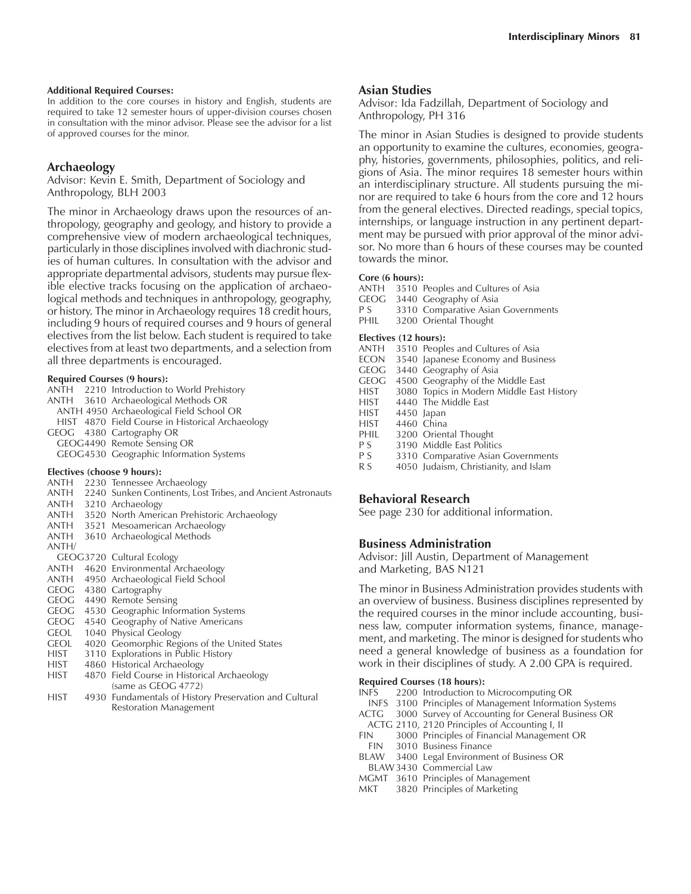**Additional Required Courses:**
In addition to the core courses in history and English, students are required to take 12 semester hours of upper-division courses chosen in consultation with the minor advisor. Please see the advisor for a list of approved courses for the minor.

## Archaeology

Advisor: Kevin E. Smith, Department of Sociology and Anthropology, BLH 2003

The minor in Archaeology draws upon the resources of anthropology, geography and geology, and history to provide a comprehensive view of modern archaeological techniques, particularly in those disciplines involved with diachronic studies of human cultures. In consultation with the advisor and appropriate departmental advisors, students may pursue flexible elective tracks focusing on the application of archaeological methods and techniques in anthropology, geography, or history. The minor in Archaeology requires 18 credit hours, including 9 hours of required courses and 9 hours of general electives from the list below. Each student is required to take electives from at least two departments, and a selection from all three departments is encouraged.

**Required Courses (9 hours):**

- ANTH 2210 Introduction to World Prehistory
- ANTH 3610 Archaeological Methods OR
  - ANTH 4950 Archaeological Field School OR
  - HIST 4870 Field Course in Historical Archaeology
- GEOG 4380 Cartography OR
  - GEOG 4490 Remote Sensing OR
  - GEOG 4530 Geographic Information Systems

**Electives (choose 9 hours):**

- ANTH 2230 Tennessee Archaeology
- ANTH 2240 Sunken Continents, Lost Tribes, and Ancient Astronauts
- ANTH 3210 Archaeology
- ANTH 3520 North American Prehistoric Archaeology
- ANTH 3521 Mesoamerican Archaeology
- ANTH 3610 Archaeological Methods
- ANTH/GEOG 3720 Cultural Ecology
- ANTH 4620 Environmental Archaeology
- ANTH 4950 Archaeological Field School
- GEOG 4380 Cartography
- GEOG 4490 Remote Sensing
- GEOG 4530 Geographic Information Systems
- GEOG 4540 Geography of Native Americans
- GEOL 1040 Physical Geology
- GEOL 4020 Geomorphic Regions of the United States
- HIST 3110 Explorations in Public History
- HIST 4860 Historical Archaeology
- HIST 4870 Field Course in Historical Archaeology (same as GEOG 4772)
- HIST 4930 Fundamentals of History Preservation and Cultural Restoration Management

## Asian Studies

Advisor: Ida Fadzillah, Department of Sociology and Anthropology, PH 316

The minor in Asian Studies is designed to provide students an opportunity to examine the cultures, economies, geography, histories, governments, philosophies, politics, and religions of Asia. The minor requires 18 semester hours within an interdisciplinary structure. All students pursuing the minor are required to take 6 hours from the core and 12 hours from the general electives. Directed readings, special topics, internships, or language instruction in any pertinent department may be pursued with prior approval of the minor advisor. No more than 6 hours of these courses may be counted towards the minor.

**Core (6 hours):**

- ANTH 3510 Peoples and Cultures of Asia
- GEOG 3440 Geography of Asia
- P S 3310 Comparative Asian Governments
- PHIL 3200 Oriental Thought

**Electives (12 hours):**

- ANTH 3510 Peoples and Cultures of Asia
- ECON 3540 Japanese Economy and Business
- GEOG 3440 Geography of Asia
- GEOG 4500 Geography of the Middle East
- HIST 3080 Topics in Modern Middle East History
- HIST 4440 The Middle East
- HIST 4450 Japan
- HIST 4460 China
- PHIL 3200 Oriental Thought
- P S 3190 Middle East Politics
- P S 3310 Comparative Asian Governments
- R S 4050 Judaism, Christianity, and Islam

## Behavioral Research

See page 230 for additional information.

## Business Administration

Advisor: Jill Austin, Department of Management and Marketing, BAS N121

The minor in Business Administration provides students with an overview of business. Business disciplines represented by the required courses in the minor include accounting, business law, computer information systems, finance, management, and marketing. The minor is designed for students who need a general knowledge of business as a foundation for work in their disciplines of study. A 2.00 GPA is required.

**Required Courses (18 hours):**

- INFS 2200 Introduction to Microcomputing OR
  - INFS 3100 Principles of Management Information Systems
- ACTG 3000 Survey of Accounting for General Business OR
  - ACTG 2110, 2120 Principles of Accounting I, II
- FIN 3000 Principles of Financial Management OR
  - FIN 3010 Business Finance
- BLAW 3400 Legal Environment of Business OR
  - BLAW 3430 Commercial Law
- MGMT 3610 Principles of Management
- MKT 3820 Principles of Marketing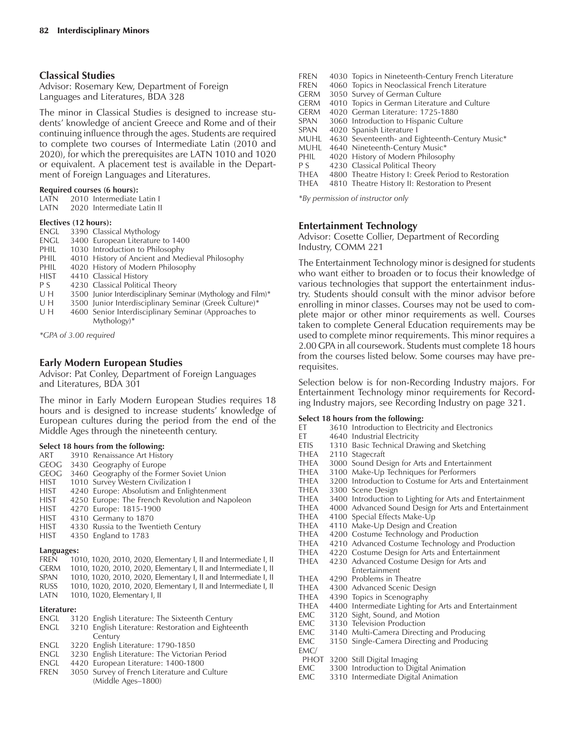## Classical Studies

Advisor: Rosemary Kew, Department of Foreign Languages and Literatures, BDA 328

The minor in Classical Studies is designed to increase students' knowledge of ancient Greece and Rome and of their continuing influence through the ages. Students are required to complete two courses of Intermediate Latin (2010 and 2020), for which the prerequisites are LATN 1010 and 1020 or equivalent. A placement test is available in the Department of Foreign Languages and Literatures.

**Required courses (6 hours):**

LATN 2010 Intermediate Latin I
LATN 2020 Intermediate Latin II

**Electives (12 hours):**

ENGL 3390 Classical Mythology
ENGL 3400 European Literature to 1400
PHIL 1030 Introduction to Philosophy
PHIL 4010 History of Ancient and Medieval Philosophy
PHIL 4020 History of Modern Philosophy
HIST 4410 Classical History
P S 4230 Classical Political Theory
U H 3500 Junior Interdisciplinary Seminar (Mythology and Film)*
U H 3500 Junior Interdisciplinary Seminar (Greek Culture)*
U H 4600 Senior Interdisciplinary Seminar (Approaches to Mythology)*

*GPA of 3.00 required*

## Early Modern European Studies

Advisor: Pat Conley, Department of Foreign Languages and Literatures, BDA 301

The minor in Early Modern European Studies requires 18 hours and is designed to increase students' knowledge of European cultures during the period from the end of the Middle Ages through the nineteenth century.

**Select 18 hours from the following:**

ART 3910 Renaissance Art History
GEOG 3430 Geography of Europe
GEOG 3460 Geography of the Former Soviet Union
HIST 1010 Survey Western Civilization I
HIST 4240 Europe: Absolutism and Enlightenment
HIST 4250 Europe: The French Revolution and Napoleon
HIST 4270 Europe: 1815-1900
HIST 4310 Germany to 1870
HIST 4330 Russia to the Twentieth Century
HIST 4350 England to 1783

**Languages:**

FREN 1010, 1020, 2010, 2020, Elementary I, II and Intermediate I, II
GERM 1010, 1020, 2010, 2020, Elementary I, II and Intermediate I, II
SPAN 1010, 1020, 2010, 2020, Elementary I, II and Intermediate I, II
RUSS 1010, 1020, 2010, 2020, Elementary I, II and Intermediate I, II
LATN 1010, 1020, Elementary I, II

**Literature:**

ENGL 3120 English Literature: The Sixteenth Century
ENGL 3210 English Literature: Restoration and Eighteenth Century
ENGL 3220 English Literature: 1790-1850
ENGL 3230 English Literature: The Victorian Period
ENGL 4420 European Literature: 1400-1800
FREN 3050 Survey of French Literature and Culture (Middle Ages–1800)
FREN 4030 Topics in Nineteenth-Century French Literature
FREN 4060 Topics in Neoclassical French Literature
GERM 3050 Survey of German Culture
GERM 4010 Topics in German Literature and Culture
GERM 4020 German Literature: 1725-1880
SPAN 3060 Introduction to Hispanic Culture
SPAN 4020 Spanish Literature I
MUHL 4630 Seventeenth- and Eighteenth-Century Music*
MUHL 4640 Nineteenth-Century Music*
PHIL 4020 History of Modern Philosophy
P S 4230 Classical Political Theory
THEA 4800 Theatre History I: Greek Period to Restoration
THEA 4810 Theatre History II: Restoration to Present

*By permission of instructor only*

## Entertainment Technology

Advisor: Cosette Collier, Department of Recording Industry, COMM 221

The Entertainment Technology minor is designed for students who want either to broaden or to focus their knowledge of various technologies that support the entertainment industry. Students should consult with the minor advisor before enrolling in minor classes. Courses may not be used to complete major or other minor requirements as well. Courses taken to complete General Education requirements may be used to complete minor requirements. This minor requires a 2.00 GPA in all coursework. Students must complete 18 hours from the courses listed below. Some courses may have prerequisites.

Selection below is for non-Recording Industry majors. For Entertainment Technology minor requirements for Recording Industry majors, see Recording Industry on page 321.

**Select 18 hours from the following:**

ET 3610 Introduction to Electricity and Electronics
ET 4640 Industrial Electricity
ETIS 1310 Basic Technical Drawing and Sketching
THEA 2110 Stagecraft
THEA 3000 Sound Design for Arts and Entertainment
THEA 3100 Make-Up Techniques for Performers
THEA 3200 Introduction to Costume for Arts and Entertainment
THEA 3300 Scene Design
THEA 3400 Introduction to Lighting for Arts and Entertainment
THEA 4000 Advanced Sound Design for Arts and Entertainment
THEA 4100 Special Effects Make-Up
THEA 4110 Make-Up Design and Creation
THEA 4200 Costume Technology and Production
THEA 4210 Advanced Costume Technology and Production
THEA 4220 Costume Design for Arts and Entertainment
THEA 4230 Advanced Costume Design for Arts and Entertainment
THEA 4290 Problems in Theatre
THEA 4300 Advanced Scenic Design
THEA 4390 Topics in Scenography
THEA 4400 Intermediate Lighting for Arts and Entertainment
EMC 3120 Sight, Sound, and Motion
EMC 3130 Television Production
EMC 3140 Multi-Camera Directing and Producing
EMC 3150 Single-Camera Directing and Producing
EMC/PHOT 3200 Still Digital Imaging
EMC 3300 Introduction to Digital Animation
EMC 3310 Intermediate Digital Animation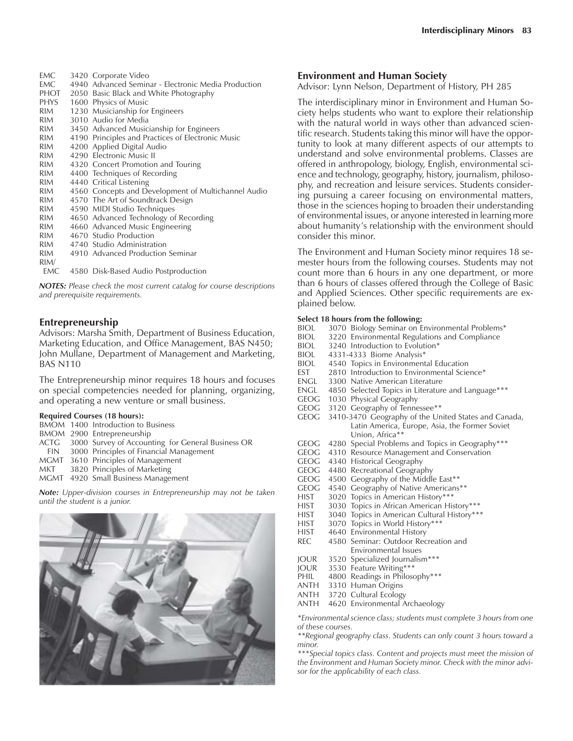EMC 3420 Corporate Video
EMC 4940 Advanced Seminar - Electronic Media Production
PHOT 2050 Basic Black and White Photography
PHYS 1600 Physics of Music
RIM 1230 Musicianship for Engineers
RIM 3010 Audio for Media
RIM 3450 Advanced Musicianship for Engineers
RIM 4190 Principles and Practices of Electronic Music
RIM 4200 Applied Digital Audio
RIM 4290 Electronic Music II
RIM 4320 Concert Promotion and Touring
RIM 4400 Techniques of Recording
RIM 4440 Critical Listening
RIM 4560 Concepts and Development of Multichannel Audio
RIM 4570 The Art of Soundtrack Design
RIM 4590 MIDI Studio Techniques
RIM 4650 Advanced Technology of Recording
RIM 4660 Advanced Music Engineering
RIM 4670 Studio Production
RIM 4740 Studio Administration
RIM 4910 Advanced Production Seminar
RIM/EMC 4580 Disk-Based Audio Postproduction

***NOTES:*** *Please check the most current catalog for course descriptions and prerequisite requirements.*

## Entrepreneurship

Advisors: Marsha Smith, Department of Business Education, Marketing Education, and Office Management, BAS N450; John Mullane, Department of Management and Marketing, BAS N110

The Entrepreneurship minor requires 18 hours and focuses on special competencies needed for planning, organizing, and operating a new venture or small business.

**Required Courses (18 hours):**

BMOM 1400 Introduction to Business
BMOM 2900 Entrepreneurship
ACTG 3000 Survey of Accounting for General Business OR
FIN 3000 Principles of Financial Management
MGMT 3610 Principles of Management
MKT 3820 Principles of Marketing
MGMT 4920 Small Business Management

***Note:*** *Upper-division courses in Entrepreneurship may not be taken until the student is a junior.*

## Environment and Human Society

Advisor: Lynn Nelson, Department of History, PH 285

The interdisciplinary minor in Environment and Human Society helps students who want to explore their relationship with the natural world in ways other than advanced scientific research. Students taking this minor will have the opportunity to look at many different aspects of our attempts to understand and solve environmental problems. Classes are offered in anthropology, biology, English, environmental science and technology, geography, history, journalism, philosophy, and recreation and leisure services. Students considering pursuing a career focusing on environmental matters, those in the sciences hoping to broaden their understanding of environmental issues, or anyone interested in learning more about humanity's relationship with the environment should consider this minor.

The Environment and Human Society minor requires 18 semester hours from the following courses. Students may not count more than 6 hours in any one department, or more than 6 hours of classes offered through the College of Basic and Applied Sciences. Other specific requirements are explained below.

**Select 18 hours from the following:**

BIOL 3070 Biology Seminar on Environmental Problems*
BIOL 3220 Environmental Regulations and Compliance
BIOL 3240 Introduction to Evolution*
BIOL 4331-4333 Biome Analysis*
BIOL 4540 Topics in Environmental Education
EST 2810 Introduction to Environmental Science*
ENGL 3300 Native American Literature
ENGL 4850 Selected Topics in Literature and Language***
GEOG 1030 Physical Geography
GEOG 3120 Geography of Tennessee**
GEOG 3410-3470 Geography of the United States and Canada, Latin America, Europe, Asia, the Former Soviet Union, Africa**
GEOG 4280 Special Problems and Topics in Geography***
GEOG 4310 Resource Management and Conservation
GEOG 4340 Historical Geography
GEOG 4480 Recreational Geography
GEOG 4500 Geography of the Middle East**
GEOG 4540 Geography of Native Americans**
HIST 3020 Topics in American History***
HIST 3030 Topics in African American History***
HIST 3040 Topics in American Cultural History***
HIST 3070 Topics in World History***
HIST 4640 Environmental History
REC 4580 Seminar: Outdoor Recreation and Environmental Issues
JOUR 3520 Specialized Journalism***
JOUR 3530 Feature Writing***
PHIL 4800 Readings in Philosophy***
ANTH 3310 Human Origins
ANTH 3720 Cultural Ecology
ANTH 4620 Environmental Archaeology

*\*Environmental science class; students must complete 3 hours from one of these courses.*

*\*\*Regional geography class. Students can only count 3 hours toward a minor.*

*\*\*\*Special topics class. Content and projects must meet the mission of the Environment and Human Society minor. Check with the minor advisor for the applicability of each class.*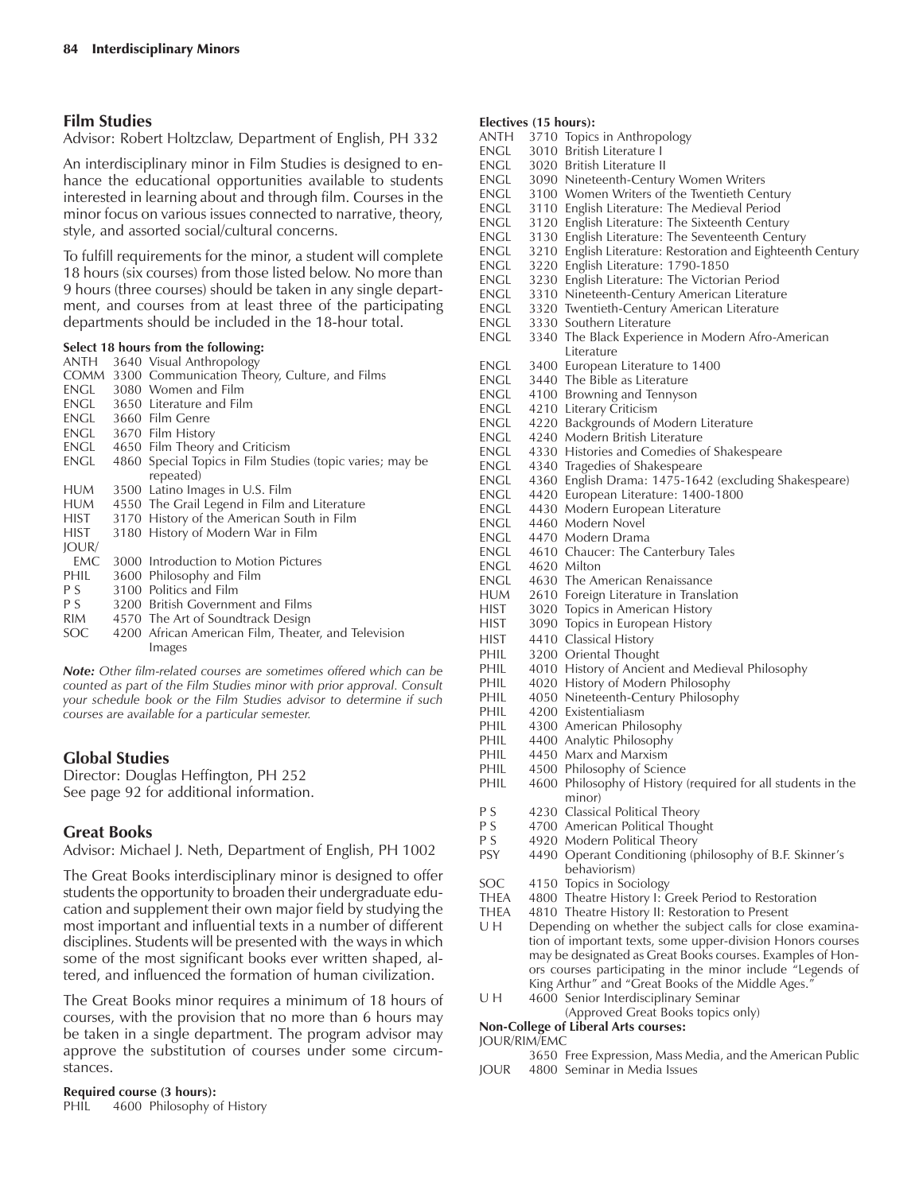## Film Studies

Advisor: Robert Holtzclaw, Department of English, PH 332

An interdisciplinary minor in Film Studies is designed to enhance the educational opportunities available to students interested in learning about and through film. Courses in the minor focus on various issues connected to narrative, theory, style, and assorted social/cultural concerns.

To fulfill requirements for the minor, a student will complete 18 hours (six courses) from those listed below. No more than 9 hours (three courses) should be taken in any single department, and courses from at least three of the participating departments should be included in the 18-hour total.

**Select 18 hours from the following:**

- ANTH 3640 Visual Anthropology
- COMM 3300 Communication Theory, Culture, and Films
- ENGL 3080 Women and Film
- ENGL 3650 Literature and Film
- ENGL 3660 Film Genre
- ENGL 3670 Film History
- ENGL 4650 Film Theory and Criticism
- ENGL 4860 Special Topics in Film Studies (topic varies; may be repeated)
- HUM 3500 Latino Images in U.S. Film
- HUM 4550 The Grail Legend in Film and Literature
- HIST 3170 History of the American South in Film
- HIST 3180 History of Modern War in Film
- JOUR/EMC 3000 Introduction to Motion Pictures
- PHIL 3600 Philosophy and Film
- P S 3100 Politics and Film
- P S 3200 British Government and Films
- RIM 4570 The Art of Soundtrack Design
- SOC 4200 African American Film, Theater, and Television Images

***Note:*** *Other film-related courses are sometimes offered which can be counted as part of the Film Studies minor with prior approval. Consult your schedule book or the Film Studies advisor to determine if such courses are available for a particular semester.*

## Global Studies

Director: Douglas Heffington, PH 252
See page 92 for additional information.

## Great Books

Advisor: Michael J. Neth, Department of English, PH 1002

The Great Books interdisciplinary minor is designed to offer students the opportunity to broaden their undergraduate education and supplement their own major field by studying the most important and influential texts in a number of different disciplines. Students will be presented with the ways in which some of the most significant books ever written shaped, altered, and influenced the formation of human civilization.

The Great Books minor requires a minimum of 18 hours of courses, with the provision that no more than 6 hours may be taken in a single department. The program advisor may approve the substitution of courses under some circumstances.

**Required course (3 hours):**

- PHIL 4600 Philosophy of History

**Electives (15 hours):**

- ANTH 3710 Topics in Anthropology
- ENGL 3010 British Literature I
- ENGL 3020 British Literature II
- ENGL 3090 Nineteenth-Century Women Writers
- ENGL 3100 Women Writers of the Twentieth Century
- ENGL 3110 English Literature: The Medieval Period
- ENGL 3120 English Literature: The Sixteenth Century
- ENGL 3130 English Literature: The Seventeenth Century
- ENGL 3210 English Literature: Restoration and Eighteenth Century
- ENGL 3220 English Literature: 1790-1850
- ENGL 3230 English Literature: The Victorian Period
- ENGL 3310 Nineteenth-Century American Literature
- ENGL 3320 Twentieth-Century American Literature
- ENGL 3330 Southern Literature
- ENGL 3340 The Black Experience in Modern Afro-American Literature
- ENGL 3400 European Literature to 1400
- ENGL 3440 The Bible as Literature
- ENGL 4100 Browning and Tennyson
- ENGL 4210 Literary Criticism
- ENGL 4220 Backgrounds of Modern Literature
- ENGL 4240 Modern British Literature
- ENGL 4330 Histories and Comedies of Shakespeare
- ENGL 4340 Tragedies of Shakespeare
- ENGL 4360 English Drama: 1475-1642 (excluding Shakespeare)
- ENGL 4420 European Literature: 1400-1800
- ENGL 4430 Modern European Literature
- ENGL 4460 Modern Novel
- ENGL 4470 Modern Drama
- ENGL 4610 Chaucer: The Canterbury Tales
- ENGL 4620 Milton
- ENGL 4630 The American Renaissance
- HUM 2610 Foreign Literature in Translation
- HIST 3020 Topics in American History
- HIST 3090 Topics in European History
- HIST 4410 Classical History
- PHIL 3200 Oriental Thought
- PHIL 4010 History of Ancient and Medieval Philosophy
- PHIL 4020 History of Modern Philosophy
- PHIL 4050 Nineteenth-Century Philosophy
- PHIL 4200 Existentialiasm
- PHIL 4300 American Philosophy
- PHIL 4400 Analytic Philosophy
- PHIL 4450 Marx and Marxism
- PHIL 4500 Philosophy of Science
- PHIL 4600 Philosophy of History (required for all students in the minor)
- P S 4230 Classical Political Theory
- P S 4700 American Political Thought
- P S 4920 Modern Political Theory
- PSY 4490 Operant Conditioning (philosophy of B.F. Skinner's behaviorism)
- SOC 4150 Topics in Sociology
- THEA 4800 Theatre History I: Greek Period to Restoration
- THEA 4810 Theatre History II: Restoration to Present
- U H Depending on whether the subject calls for close examination of important texts, some upper-division Honors courses may be designated as Great Books courses. Examples of Honors courses participating in the minor include "Legends of King Arthur" and "Great Books of the Middle Ages."
- U H 4600 Senior Interdisciplinary Seminar (Approved Great Books topics only)

**Non-College of Liberal Arts courses:**

- JOUR/RIM/EMC 3650 Free Expression, Mass Media, and the American Public
- JOUR 4800 Seminar in Media Issues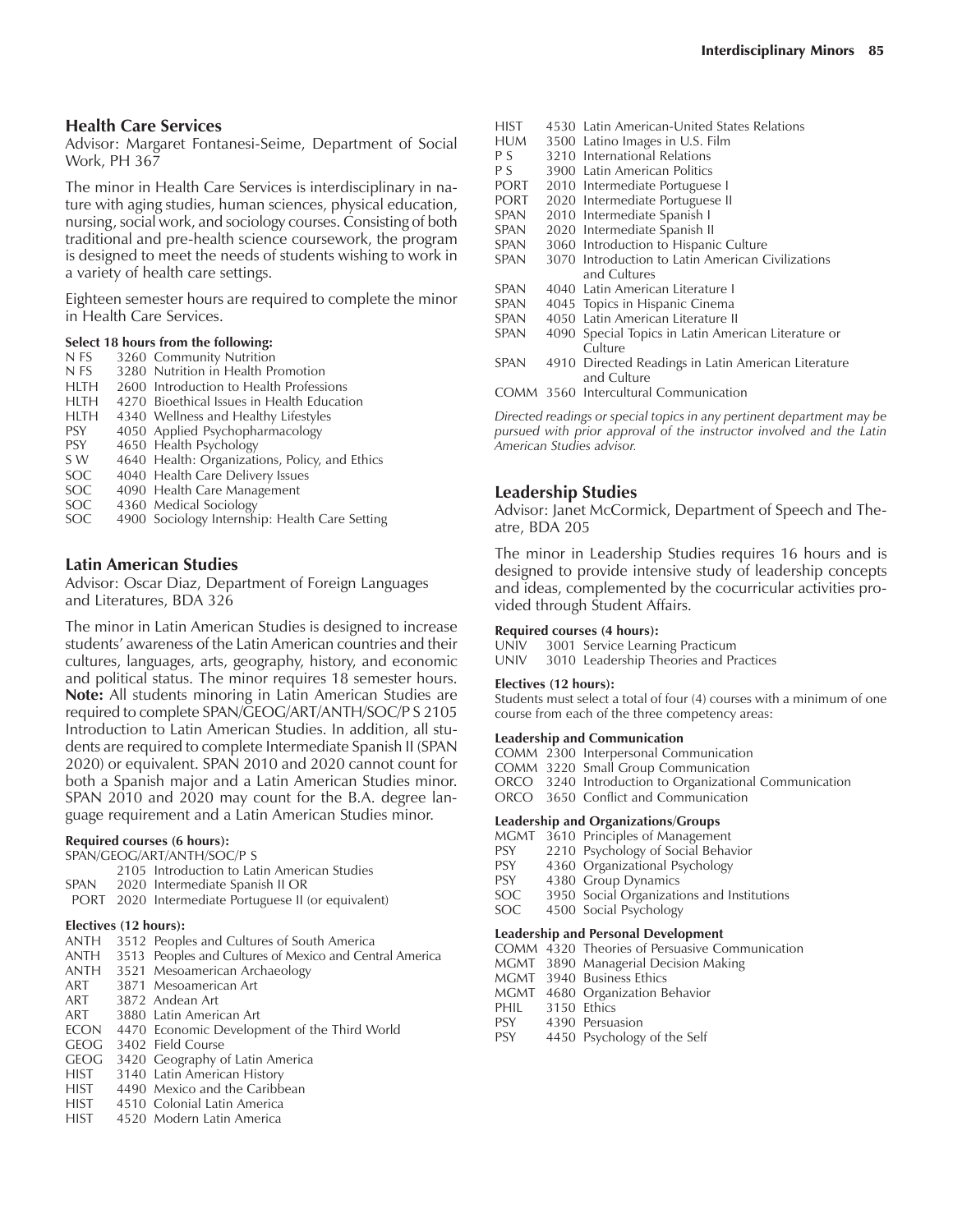## Health Care Services

Advisor: Margaret Fontanesi-Seime, Department of Social Work, PH 367

The minor in Health Care Services is interdisciplinary in nature with aging studies, human sciences, physical education, nursing, social work, and sociology courses. Consisting of both traditional and pre-health science coursework, the program is designed to meet the needs of students wishing to work in a variety of health care settings.

Eighteen semester hours are required to complete the minor in Health Care Services.

**Select 18 hours from the following:**

- N FS 3260 Community Nutrition
- N FS 3280 Nutrition in Health Promotion
- HLTH 2600 Introduction to Health Professions
- HLTH 4270 Bioethical Issues in Health Education
- HLTH 4340 Wellness and Healthy Lifestyles
- PSY 4050 Applied Psychopharmacology
- PSY 4650 Health Psychology
- S W 4640 Health: Organizations, Policy, and Ethics
- SOC 4040 Health Care Delivery Issues
- SOC 4090 Health Care Management
- SOC 4360 Medical Sociology
- SOC 4900 Sociology Internship: Health Care Setting

## Latin American Studies

Advisor: Oscar Diaz, Department of Foreign Languages and Literatures, BDA 326

The minor in Latin American Studies is designed to increase students' awareness of the Latin American countries and their cultures, languages, arts, geography, history, and economic and political status. The minor requires 18 semester hours. **Note:** All students minoring in Latin American Studies are required to complete SPAN/GEOG/ART/ANTH/SOC/P S 2105 Introduction to Latin American Studies. In addition, all students are required to complete Intermediate Spanish II (SPAN 2020) or equivalent. SPAN 2010 and 2020 cannot count for both a Spanish major and a Latin American Studies minor. SPAN 2010 and 2020 may count for the B.A. degree language requirement and a Latin American Studies minor.

**Required courses (6 hours):**

- SPAN/GEOG/ART/ANTH/SOC/P S 2105 Introduction to Latin American Studies
- SPAN 2020 Intermediate Spanish II OR
- PORT 2020 Intermediate Portuguese II (or equivalent)

**Electives (12 hours):**

- ANTH 3512 Peoples and Cultures of South America
- ANTH 3513 Peoples and Cultures of Mexico and Central America
- ANTH 3521 Mesoamerican Archaeology
- ART 3871 Mesoamerican Art
- ART 3872 Andean Art
- ART 3880 Latin American Art
- ECON 4470 Economic Development of the Third World
- GEOG 3402 Field Course
- GEOG 3420 Geography of Latin America
- HIST 3140 Latin American History
- HIST 4490 Mexico and the Caribbean
- HIST 4510 Colonial Latin America
- HIST 4520 Modern Latin America
- HIST 4530 Latin American-United States Relations
- HUM 3500 Latino Images in U.S. Film
- P S 3210 International Relations
- P S 3900 Latin American Politics
- PORT 2010 Intermediate Portuguese I
- PORT 2020 Intermediate Portuguese II
- SPAN 2010 Intermediate Spanish I
- SPAN 2020 Intermediate Spanish II
- SPAN 3060 Introduction to Hispanic Culture
- SPAN 3070 Introduction to Latin American Civilizations and Cultures
- SPAN 4040 Latin American Literature I
- SPAN 4045 Topics in Hispanic Cinema
- SPAN 4050 Latin American Literature II
- SPAN 4090 Special Topics in Latin American Literature or Culture
- SPAN 4910 Directed Readings in Latin American Literature and Culture
- COMM 3560 Intercultural Communication

*Directed readings or special topics in any pertinent department may be pursued with prior approval of the instructor involved and the Latin American Studies advisor.*

## Leadership Studies

Advisor: Janet McCormick, Department of Speech and Theatre, BDA 205

The minor in Leadership Studies requires 16 hours and is designed to provide intensive study of leadership concepts and ideas, complemented by the cocurricular activities provided through Student Affairs.

**Required courses (4 hours):**

- UNIV 3001 Service Learning Practicum
- UNIV 3010 Leadership Theories and Practices

**Electives (12 hours):**

Students must select a total of four (4) courses with a minimum of one course from each of the three competency areas:

**Leadership and Communication**

- COMM 2300 Interpersonal Communication
- COMM 3220 Small Group Communication
- ORCO 3240 Introduction to Organizational Communication
- ORCO 3650 Conflict and Communication

**Leadership and Organizations/Groups**

- MGMT 3610 Principles of Management
- PSY 2210 Psychology of Social Behavior
- PSY 4360 Organizational Psychology
- PSY 4380 Group Dynamics
- SOC 3950 Social Organizations and Institutions
- SOC 4500 Social Psychology

**Leadership and Personal Development**

- COMM 4320 Theories of Persuasive Communication
- MGMT 3890 Managerial Decision Making
- MGMT 3940 Business Ethics
- MGMT 4680 Organization Behavior
- PHIL 3150 Ethics
- PSY 4390 Persuasion
- PSY 4450 Psychology of the Self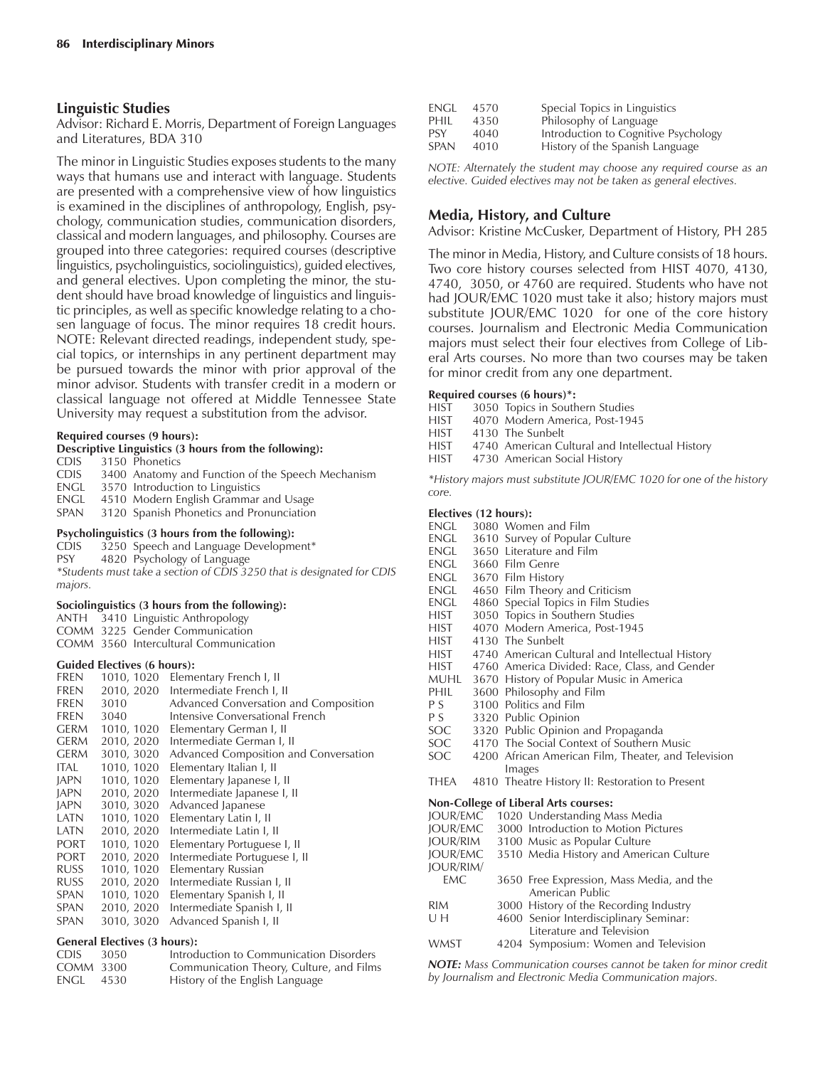## Linguistic Studies

Advisor: Richard E. Morris, Department of Foreign Languages and Literatures, BDA 310

The minor in Linguistic Studies exposes students to the many ways that humans use and interact with language. Students are presented with a comprehensive view of how linguistics is examined in the disciplines of anthropology, English, psychology, communication studies, communication disorders, classical and modern languages, and philosophy. Courses are grouped into three categories: required courses (descriptive linguistics, psycholinguistics, sociolinguistics), guided electives, and general electives. Upon completing the minor, the student should have broad knowledge of linguistics and linguistic principles, as well as specific knowledge relating to a chosen language of focus. The minor requires 18 credit hours. NOTE: Relevant directed readings, independent study, special topics, or internships in any pertinent department may be pursued towards the minor with prior approval of the minor advisor. Students with transfer credit in a modern or classical language not offered at Middle Tennessee State University may request a substitution from the advisor.

**Required courses (9 hours):**

**Descriptive Linguistics (3 hours from the following):**

| | | |
|---|---|---|
| CDIS | 3150 | Phonetics |
| CDIS | 3400 | Anatomy and Function of the Speech Mechanism |
| ENGL | 3570 | Introduction to Linguistics |
| ENGL | 4510 | Modern English Grammar and Usage |
| SPAN | 3120 | Spanish Phonetics and Pronunciation |

**Psycholinguistics (3 hours from the following):**

| | | |
|---|---|---|
| CDIS | 3250 | Speech and Language Development* |
| PSY | 4820 | Psychology of Language |

*Students must take a section of CDIS 3250 that is designated for CDIS majors.*

**Sociolinguistics (3 hours from the following):**

| | | |
|---|---|---|
| ANTH | 3410 | Linguistic Anthropology |
| COMM | 3225 | Gender Communication |
| COMM | 3560 | Intercultural Communication |

**Guided Electives (6 hours):**

| | | |
|---|---|---|
| FREN | 1010, 1020 | Elementary French I, II |
| FREN | 2010, 2020 | Intermediate French I, II |
| FREN | 3010 | Advanced Conversation and Composition |
| FREN | 3040 | Intensive Conversational French |
| GERM | 1010, 1020 | Elementary German I, II |
| GERM | 2010, 2020 | Intermediate German I, II |
| GERM | 3010, 3020 | Advanced Composition and Conversation |
| ITAL | 1010, 1020 | Elementary Italian I, II |
| JAPN | 1010, 1020 | Elementary Japanese I, II |
| JAPN | 2010, 2020 | Intermediate Japanese I, II |
| JAPN | 3010, 3020 | Advanced Japanese |
| LATN | 1010, 1020 | Elementary Latin I, II |
| LATN | 2010, 2020 | Intermediate Latin I, II |
| PORT | 1010, 1020 | Elementary Portuguese I, II |
| PORT | 2010, 2020 | Intermediate Portuguese I, II |
| RUSS | 1010, 1020 | Elementary Russian |
| RUSS | 2010, 2020 | Intermediate Russian I, II |
| SPAN | 1010, 1020 | Elementary Spanish I, II |
| SPAN | 2010, 2020 | Intermediate Spanish I, II |
| SPAN | 3010, 3020 | Advanced Spanish I, II |

**General Electives (3 hours):**

| | | |
|---|---|---|
| CDIS | 3050 | Introduction to Communication Disorders |
| COMM | 3300 | Communication Theory, Culture, and Films |
| ENGL | 4530 | History of the English Language |
| ENGL | 4570 | Special Topics in Linguistics |
| PHIL | 4350 | Philosophy of Language |
| PSY | 4040 | Introduction to Cognitive Psychology |
| SPAN | 4010 | History of the Spanish Language |

*NOTE: Alternately the student may choose any required course as an elective. Guided electives may not be taken as general electives.*

## Media, History, and Culture

Advisor: Kristine McCusker, Department of History, PH 285

The minor in Media, History, and Culture consists of 18 hours. Two core history courses selected from HIST 4070, 4130, 4740, 3050, or 4760 are required. Students who have not had JOUR/EMC 1020 must take it also; history majors must substitute JOUR/EMC 1020 for one of the core history courses. Journalism and Electronic Media Communication majors must select their four electives from College of Liberal Arts courses. No more than two courses may be taken for minor credit from any one department.

**Required courses (6 hours)*:**

| | | |
|---|---|---|
| HIST | 3050 | Topics in Southern Studies |
| HIST | 4070 | Modern America, Post-1945 |
| HIST | 4130 | The Sunbelt |
| HIST | 4740 | American Cultural and Intellectual History |
| HIST | 4730 | American Social History |

*History majors must substitute JOUR/EMC 1020 for one of the history core.*

**Electives (12 hours):**

| | | |
|---|---|---|
| ENGL | 3080 | Women and Film |
| ENGL | 3610 | Survey of Popular Culture |
| ENGL | 3650 | Literature and Film |
| ENGL | 3660 | Film Genre |
| ENGL | 3670 | Film History |
| ENGL | 4650 | Film Theory and Criticism |
| ENGL | 4860 | Special Topics in Film Studies |
| HIST | 3050 | Topics in Southern Studies |
| HIST | 4070 | Modern America, Post-1945 |
| HIST | 4130 | The Sunbelt |
| HIST | 4740 | American Cultural and Intellectual History |
| HIST | 4760 | America Divided: Race, Class, and Gender |
| MUHL | 3670 | History of Popular Music in America |
| PHIL | 3600 | Philosophy and Film |
| P S | 3100 | Politics and Film |
| P S | 3320 | Public Opinion |
| SOC | 3320 | Public Opinion and Propaganda |
| SOC | 4170 | The Social Context of Southern Music |
| SOC | 4200 | African American Film, Theater, and Television Images |
| THEA | 4810 | Theatre History II: Restoration to Present |

**Non-College of Liberal Arts courses:**

| | | |
|---|---|---|
| JOUR/EMC | 1020 | Understanding Mass Media |
| JOUR/EMC | 3000 | Introduction to Motion Pictures |
| JOUR/RIM | 3100 | Music as Popular Culture |
| JOUR/EMC | 3510 | Media History and American Culture |
| JOUR/RIM/EMC | 3650 | Free Expression, Mass Media, and the American Public |
| RIM | 3000 | History of the Recording Industry |
| U H | 4600 | Senior Interdisciplinary Seminar: Literature and Television |
| WMST | 4204 | Symposium: Women and Television |

***NOTE:** Mass Communication courses cannot be taken for minor credit by Journalism and Electronic Media Communication majors.*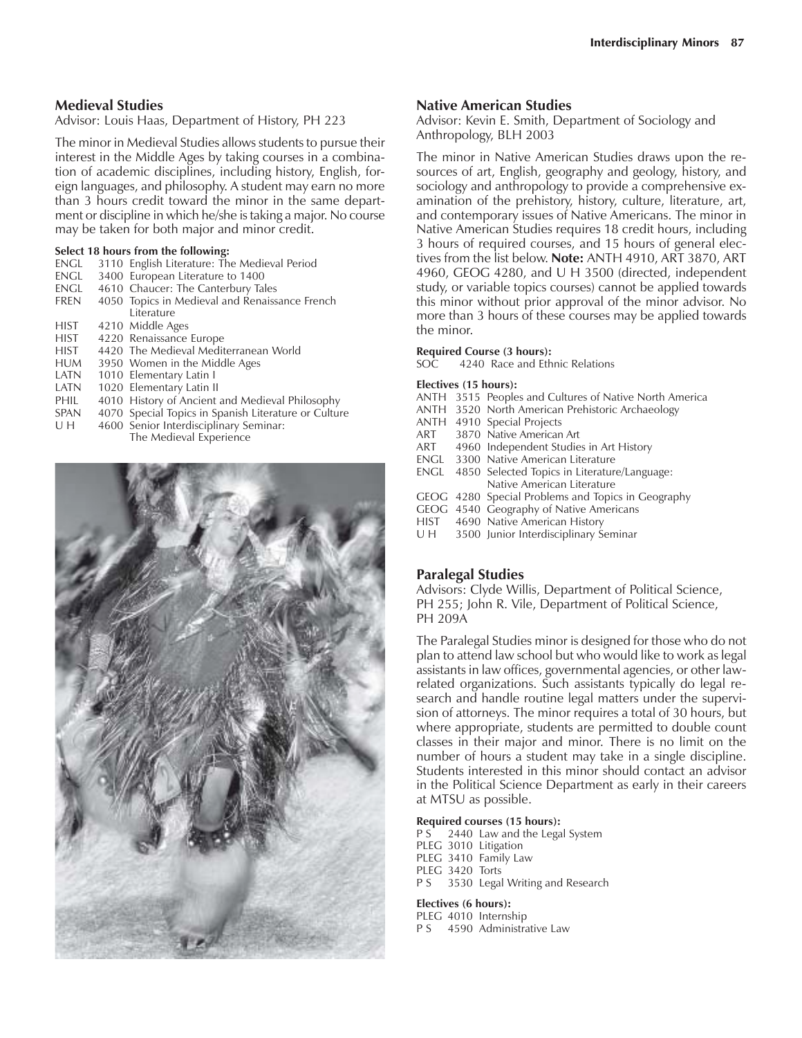## Medieval Studies

Advisor: Louis Haas, Department of History, PH 223

The minor in Medieval Studies allows students to pursue their interest in the Middle Ages by taking courses in a combination of academic disciplines, including history, English, foreign languages, and philosophy. A student may earn no more than 3 hours credit toward the minor in the same department or discipline in which he/she is taking a major. No course may be taken for both major and minor credit.

**Select 18 hours from the following:**

- ENGL 3110 English Literature: The Medieval Period
- ENGL 3400 European Literature to 1400
- ENGL 4610 Chaucer: The Canterbury Tales
- FREN 4050 Topics in Medieval and Renaissance French Literature
- HIST 4210 Middle Ages
- HIST 4220 Renaissance Europe
- HIST 4420 The Medieval Mediterranean World
- HUM 3950 Women in the Middle Ages
- LATN 1010 Elementary Latin I
- LATN 1020 Elementary Latin II
- PHIL 4010 History of Ancient and Medieval Philosophy
- SPAN 4070 Special Topics in Spanish Literature or Culture
- U H 4600 Senior Interdisciplinary Seminar: The Medieval Experience

## Native American Studies

Advisor: Kevin E. Smith, Department of Sociology and Anthropology, BLH 2003

The minor in Native American Studies draws upon the resources of art, English, geography and geology, history, and sociology and anthropology to provide a comprehensive examination of the prehistory, history, culture, literature, art, and contemporary issues of Native Americans. The minor in Native American Studies requires 18 credit hours, including 3 hours of required courses, and 15 hours of general electives from the list below. **Note:** ANTH 4910, ART 3870, ART 4960, GEOG 4280, and U H 3500 (directed, independent study, or variable topics courses) cannot be applied towards this minor without prior approval of the minor advisor. No more than 3 hours of these courses may be applied towards the minor.

**Required Course (3 hours):**

- SOC 4240 Race and Ethnic Relations

**Electives (15 hours):**

- ANTH 3515 Peoples and Cultures of Native North America
- ANTH 3520 North American Prehistoric Archaeology
- ANTH 4910 Special Projects
- ART 3870 Native American Art
- ART 4960 Independent Studies in Art History
- ENGL 3300 Native American Literature
- ENGL 4850 Selected Topics in Literature/Language: Native American Literature
- GEOG 4280 Special Problems and Topics in Geography
- GEOG 4540 Geography of Native Americans
- HIST 4690 Native American History
- U H 3500 Junior Interdisciplinary Seminar

## Paralegal Studies

Advisors: Clyde Willis, Department of Political Science, PH 255; John R. Vile, Department of Political Science, PH 209A

The Paralegal Studies minor is designed for those who do not plan to attend law school but who would like to work as legal assistants in law offices, governmental agencies, or other law-related organizations. Such assistants typically do legal research and handle routine legal matters under the supervision of attorneys. The minor requires a total of 30 hours, but where appropriate, students are permitted to double count classes in their major and minor. There is no limit on the number of hours a student may take in a single discipline. Students interested in this minor should contact an advisor in the Political Science Department as early in their careers at MTSU as possible.

**Required courses (15 hours):**

- P S 2440 Law and the Legal System
- PLEG 3010 Litigation
- PLEG 3410 Family Law
- PLEG 3420 Torts
- P S 3530 Legal Writing and Research

**Electives (6 hours):**

- PLEG 4010 Internship
- P S 4590 Administrative Law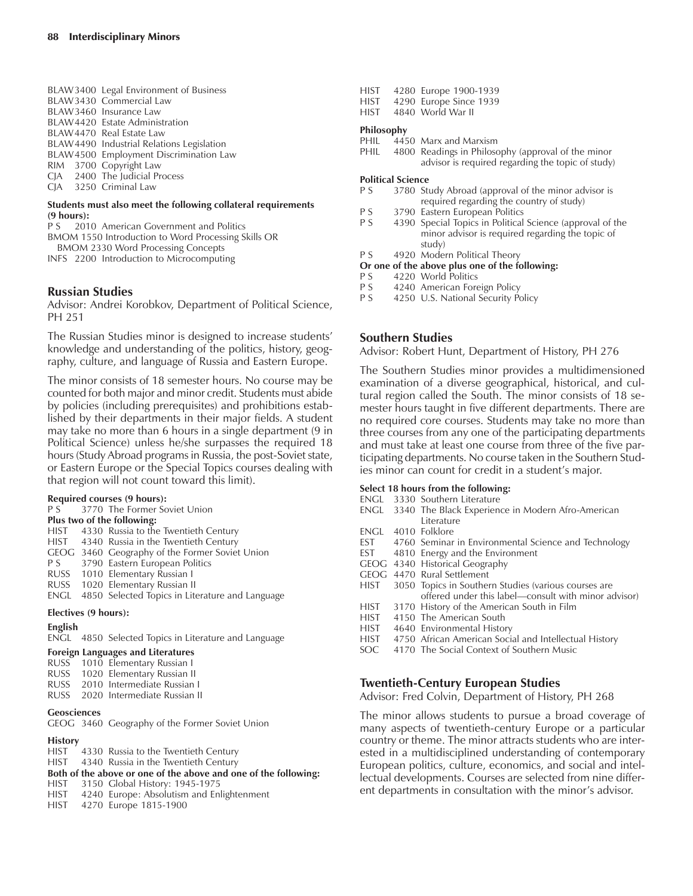BLAW 3400 Legal Environment of Business
BLAW 3430 Commercial Law
BLAW 3460 Insurance Law
BLAW 4420 Estate Administration
BLAW 4470 Real Estate Law
BLAW 4490 Industrial Relations Legislation
BLAW 4500 Employment Discrimination Law
RIM 3700 Copyright Law
CJA 2400 The Judicial Process
CJA 3250 Criminal Law

**Students must also meet the following collateral requirements (9 hours):**

P S 2010 American Government and Politics
BMOM 1550 Introduction to Word Processing Skills OR
BMOM 2330 Word Processing Concepts
INFS 2200 Introduction to Microcomputing

## Russian Studies

Advisor: Andrei Korobkov, Department of Political Science, PH 251

The Russian Studies minor is designed to increase students' knowledge and understanding of the politics, history, geography, culture, and language of Russia and Eastern Europe.

The minor consists of 18 semester hours. No course may be counted for both major and minor credit. Students must abide by policies (including prerequisites) and prohibitions established by their departments in their major fields. A student may take no more than 6 hours in a single department (9 in Political Science) unless he/she surpasses the required 18 hours (Study Abroad programs in Russia, the post-Soviet state, or Eastern Europe or the Special Topics courses dealing with that region will not count toward this limit).

**Required courses (9 hours):**

P S 3770 The Former Soviet Union

**Plus two of the following:**

HIST 4330 Russia to the Twentieth Century
HIST 4340 Russia in the Twentieth Century
GEOG 3460 Geography of the Former Soviet Union
P S 3790 Eastern European Politics
RUSS 1010 Elementary Russian I
RUSS 1020 Elementary Russian II
ENGL 4850 Selected Topics in Literature and Language

**Electives (9 hours):**

**English**

ENGL 4850 Selected Topics in Literature and Language

**Foreign Languages and Literatures**

RUSS 1010 Elementary Russian I
RUSS 1020 Elementary Russian II
RUSS 2010 Intermediate Russian I
RUSS 2020 Intermediate Russian II

**Geosciences**

GEOG 3460 Geography of the Former Soviet Union

**History**

HIST 4330 Russia to the Twentieth Century
HIST 4340 Russia in the Twentieth Century

**Both of the above or one of the above and one of the following:**

HIST 3150 Global History: 1945-1975
HIST 4240 Europe: Absolutism and Enlightenment
HIST 4270 Europe 1815-1900
HIST 4280 Europe 1900-1939
HIST 4290 Europe Since 1939
HIST 4840 World War II

**Philosophy**

PHIL 4450 Marx and Marxism
PHIL 4800 Readings in Philosophy (approval of the minor advisor is required regarding the topic of study)

**Political Science**

P S 3780 Study Abroad (approval of the minor advisor is required regarding the country of study)
P S 3790 Eastern European Politics
P S 4390 Special Topics in Political Science (approval of the minor advisor is required regarding the topic of study)
P S 4920 Modern Political Theory

**Or one of the above plus one of the following:**

P S 4220 World Politics
P S 4240 American Foreign Policy
P S 4250 U.S. National Security Policy

## Southern Studies

Advisor: Robert Hunt, Department of History, PH 276

The Southern Studies minor provides a multidimensioned examination of a diverse geographical, historical, and cultural region called the South. The minor consists of 18 semester hours taught in five different departments. There are no required core courses. Students may take no more than three courses from any one of the participating departments and must take at least one course from three of the five participating departments. No course taken in the Southern Studies minor can count for credit in a student's major.

**Select 18 hours from the following:**

ENGL 3330 Southern Literature
ENGL 3340 The Black Experience in Modern Afro-American Literature
ENGL 4010 Folklore
EST 4760 Seminar in Environmental Science and Technology
EST 4810 Energy and the Environment
GEOG 4340 Historical Geography
GEOG 4470 Rural Settlement
HIST 3050 Topics in Southern Studies (various courses are offered under this label—consult with minor advisor)
HIST 3170 History of the American South in Film
HIST 4150 The American South
HIST 4640 Environmental History
HIST 4750 African American Social and Intellectual History
SOC 4170 The Social Context of Southern Music

## Twentieth-Century European Studies

Advisor: Fred Colvin, Department of History, PH 268

The minor allows students to pursue a broad coverage of many aspects of twentieth-century Europe or a particular country or theme. The minor attracts students who are interested in a multidisciplined understanding of contemporary European politics, culture, economics, and social and intellectual developments. Courses are selected from nine different departments in consultation with the minor's advisor.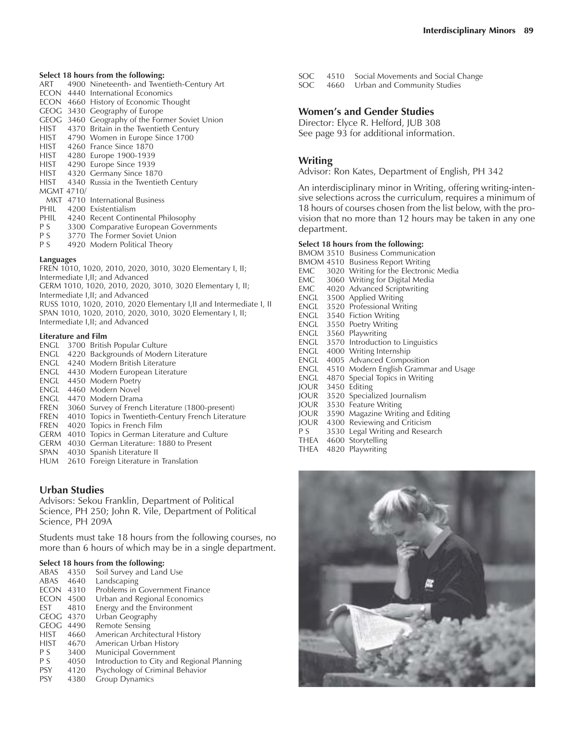**Select 18 hours from the following:**

ART 4900 Nineteenth- and Twentieth-Century Art
ECON 4440 International Economics
ECON 4660 History of Economic Thought
GEOG 3430 Geography of Europe
GEOG 3460 Geography of the Former Soviet Union
HIST 4370 Britain in the Twentieth Century
HIST 4790 Women in Europe Since 1700
HIST 4260 France Since 1870
HIST 4280 Europe 1900-1939
HIST 4290 Europe Since 1939
HIST 4320 Germany Since 1870
HIST 4340 Russia in the Twentieth Century
MGMT 4710/
MKT 4710 International Business
PHIL 4200 Existentialism
PHIL 4240 Recent Continental Philosophy
P S 3300 Comparative European Governments
P S 3770 The Former Soviet Union
P S 4920 Modern Political Theory

**Languages**

FREN 1010, 1020, 2010, 2020, 3010, 3020 Elementary I, II; Intermediate I,II; and Advanced
GERM 1010, 1020, 2010, 2020, 3010, 3020 Elementary I, II; Intermediate I,II; and Advanced
RUSS 1010, 1020, 2010, 2020 Elementary I,II and Intermediate I, II
SPAN 1010, 1020, 2010, 2020, 3010, 3020 Elementary I, II; Intermediate I,II; and Advanced

**Literature and Film**

ENGL 3700 British Popular Culture
ENGL 4220 Backgrounds of Modern Literature
ENGL 4240 Modern British Literature
ENGL 4430 Modern European Literature
ENGL 4450 Modern Poetry
ENGL 4460 Modern Novel
ENGL 4470 Modern Drama
FREN 3060 Survey of French Literature (1800-present)
FREN 4010 Topics in Twentieth-Century French Literature
FREN 4020 Topics in French Film
GERM 4010 Topics in German Literature and Culture
GERM 4030 German Literature: 1880 to Present
SPAN 4030 Spanish Literature II
HUM 2610 Foreign Literature in Translation

## Urban Studies

Advisors: Sekou Franklin, Department of Political Science, PH 250; John R. Vile, Department of Political Science, PH 209A

Students must take 18 hours from the following courses, no more than 6 hours of which may be in a single department.

**Select 18 hours from the following:**

ABAS 4350 Soil Survey and Land Use
ABAS 4640 Landscaping
ECON 4310 Problems in Government Finance
ECON 4500 Urban and Regional Economics
EST 4810 Energy and the Environment
GEOG 4370 Urban Geography
GEOG 4490 Remote Sensing
HIST 4660 American Architectural History
HIST 4670 American Urban History
P S 3400 Municipal Government
P S 4050 Introduction to City and Regional Planning
PSY 4120 Psychology of Criminal Behavior
PSY 4380 Group Dynamics
SOC 4510 Social Movements and Social Change
SOC 4660 Urban and Community Studies

## Women's and Gender Studies

Director: Elyce R. Helford, JUB 308
See page 93 for additional information.

## Writing

Advisor: Ron Kates, Department of English, PH 342

An interdisciplinary minor in Writing, offering writing-intensive selections across the curriculum, requires a minimum of 18 hours of courses chosen from the list below, with the provision that no more than 12 hours may be taken in any one department.

**Select 18 hours from the following:**

BMOM 3510 Business Communication
BMOM 4510 Business Report Writing
EMC 3020 Writing for the Electronic Media
EMC 3060 Writing for Digital Media
EMC 4020 Advanced Scriptwriting
ENGL 3500 Applied Writing
ENGL 3520 Professional Writing
ENGL 3540 Fiction Writing
ENGL 3550 Poetry Writing
ENGL 3560 Playwriting
ENGL 3570 Introduction to Linguistics
ENGL 4000 Writing Internship
ENGL 4005 Advanced Composition
ENGL 4510 Modern English Grammar and Usage
ENGL 4870 Special Topics in Writing
JOUR 3450 Editing
JOUR 3520 Specialized Journalism
JOUR 3530 Feature Writing
JOUR 3590 Magazine Writing and Editing
JOUR 4300 Reviewing and Criticism
P S 3530 Legal Writing and Research
THEA 4600 Storytelling
THEA 4820 Playwriting